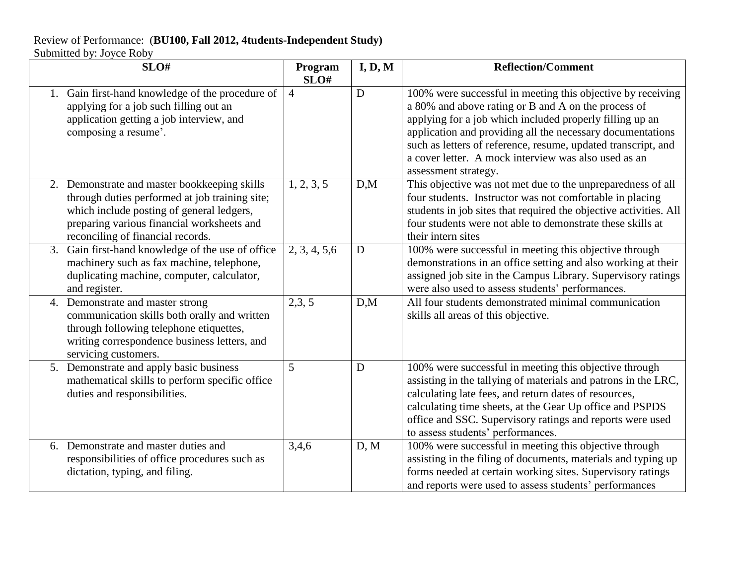Review of Performance: (**BU100, Fall 2012, 4students-Independent Study)**
Submitted by: Joyce Roby

| SLO# | Program SLO# | I, D, M | Reflection/Comment |
|---|---|---|---|
| 1. Gain first-hand knowledge of the procedure of applying for a job such filling out an application getting a job interview, and composing a resume'. | 4 | D | 100% were successful in meeting this objective by receiving a 80% and above rating or B and A on the process of applying for a job which included properly filling up an application and providing all the necessary documentations such as letters of reference, resume, updated transcript, and a cover letter. A mock interview was also used as an assessment strategy. |
| 2. Demonstrate and master bookkeeping skills through duties performed at job training site; which include posting of general ledgers, preparing various financial worksheets and reconciling of financial records. | 1, 2, 3, 5 | D,M | This objective was not met due to the unpreparedness of all four students. Instructor was not comfortable in placing students in job sites that required the objective activities. All four students were not able to demonstrate these skills at their intern sites |
| 3. Gain first-hand knowledge of the use of office machinery such as fax machine, telephone, duplicating machine, computer, calculator, and register. | 2, 3, 4, 5,6 | D | 100% were successful in meeting this objective through demonstrations in an office setting and also working at their assigned job site in the Campus Library. Supervisory ratings were also used to assess students' performances. |
| 4. Demonstrate and master strong communication skills both orally and written through following telephone etiquettes, writing correspondence business letters, and servicing customers. | 2,3, 5 | D,M | All four students demonstrated minimal communication skills all areas of this objective. |
| 5. Demonstrate and apply basic business mathematical skills to perform specific office duties and responsibilities. | 5 | D | 100% were successful in meeting this objective through assisting in the tallying of materials and patrons in the LRC, calculating late fees, and return dates of resources, calculating time sheets, at the Gear Up office and PSPDS office and SSC. Supervisory ratings and reports were used to assess students' performances. |
| 6. Demonstrate and master duties and responsibilities of office procedures such as dictation, typing, and filing. | 3,4,6 | D, M | 100% were successful in meeting this objective through assisting in the filing of documents, materials and typing up forms needed at certain working sites. Supervisory ratings and reports were used to assess students' performances |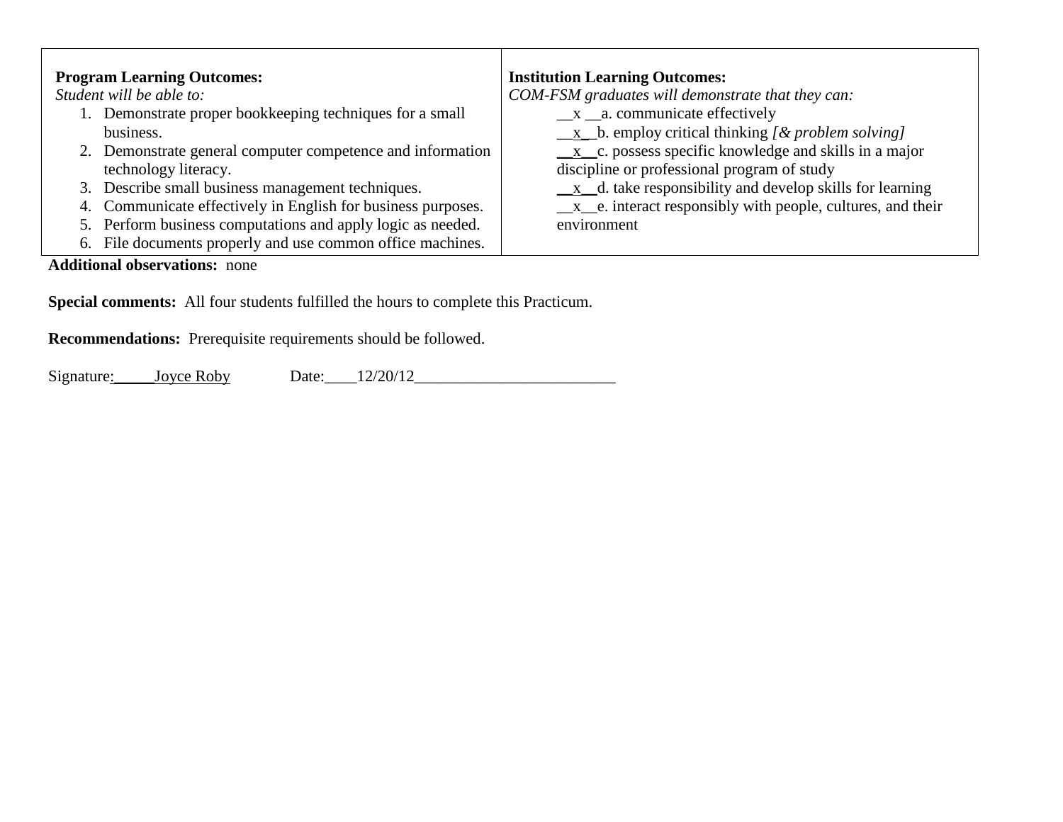| Program Learning Outcomes: | Institution Learning Outcomes: |
|---|---|
| *Student will be able to:*<br>1. Demonstrate proper bookkeeping techniques for a small business.<br>2. Demonstrate general computer competence and information technology literacy.<br>3. Describe small business management techniques.<br>4. Communicate effectively in English for business purposes.<br>5. Perform business computations and apply logic as needed.<br>6. File documents properly and use common office machines. | *COM-FSM graduates will demonstrate that they can:*<br>__x __a. communicate effectively<br>__x__b. employ critical thinking *[& problem solving]*<br>__x__c. possess specific knowledge and skills in a major discipline or professional program of study<br>__x__d. take responsibility and develop skills for learning<br>__x__e. interact responsibly with people, cultures, and their environment |

**Additional observations:** none

**Special comments:** All four students fulfilled the hours to complete this Practicum.

**Recommendations:** Prerequisite requirements should be followed.

Signature:_____Joyce Roby Date:____12/20/12_________________________